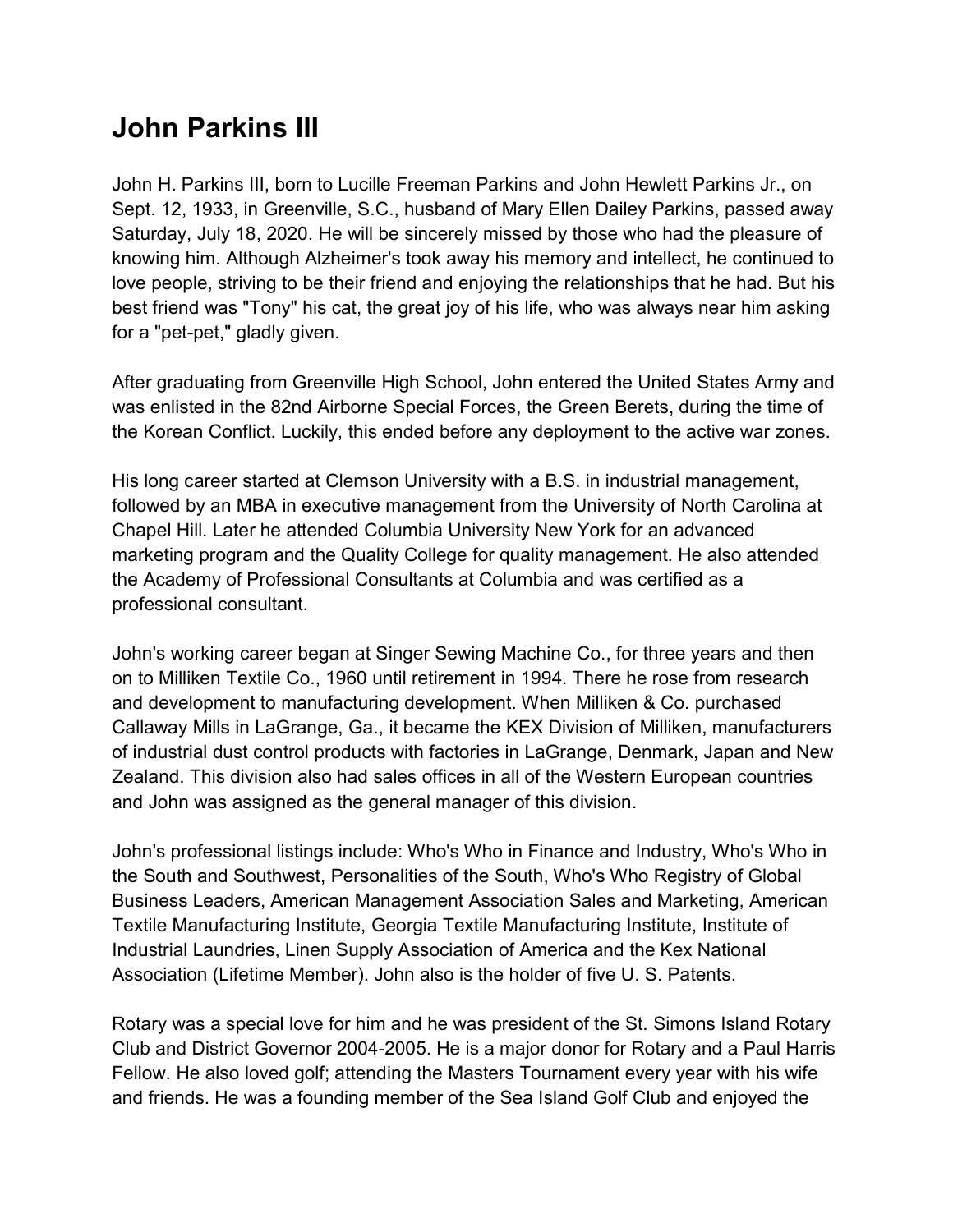# John Parkins III

John H. Parkins III, born to Lucille Freeman Parkins and John Hewlett Parkins Jr., on Sept. 12, 1933, in Greenville, S.C., husband of Mary Ellen Dailey Parkins, passed away Saturday, July 18, 2020. He will be sincerely missed by those who had the pleasure of knowing him. Although Alzheimer's took away his memory and intellect, he continued to love people, striving to be their friend and enjoying the relationships that he had. But his best friend was "Tony" his cat, the great joy of his life, who was always near him asking for a "pet-pet," gladly given.

After graduating from Greenville High School, John entered the United States Army and was enlisted in the 82nd Airborne Special Forces, the Green Berets, during the time of the Korean Conflict. Luckily, this ended before any deployment to the active war zones.

His long career started at Clemson University with a B.S. in industrial management, followed by an MBA in executive management from the University of North Carolina at Chapel Hill. Later he attended Columbia University New York for an advanced marketing program and the Quality College for quality management. He also attended the Academy of Professional Consultants at Columbia and was certified as a professional consultant.

John's working career began at Singer Sewing Machine Co., for three years and then on to Milliken Textile Co., 1960 until retirement in 1994. There he rose from research and development to manufacturing development. When Milliken & Co. purchased Callaway Mills in LaGrange, Ga., it became the KEX Division of Milliken, manufacturers of industrial dust control products with factories in LaGrange, Denmark, Japan and New Zealand. This division also had sales offices in all of the Western European countries and John was assigned as the general manager of this division.

John's professional listings include: Who's Who in Finance and Industry, Who's Who in the South and Southwest, Personalities of the South, Who's Who Registry of Global Business Leaders, American Management Association Sales and Marketing, American Textile Manufacturing Institute, Georgia Textile Manufacturing Institute, Institute of Industrial Laundries, Linen Supply Association of America and the Kex National Association (Lifetime Member). John also is the holder of five U. S. Patents.

Rotary was a special love for him and he was president of the St. Simons Island Rotary Club and District Governor 2004-2005. He is a major donor for Rotary and a Paul Harris Fellow. He also loved golf; attending the Masters Tournament every year with his wife and friends. He was a founding member of the Sea Island Golf Club and enjoyed the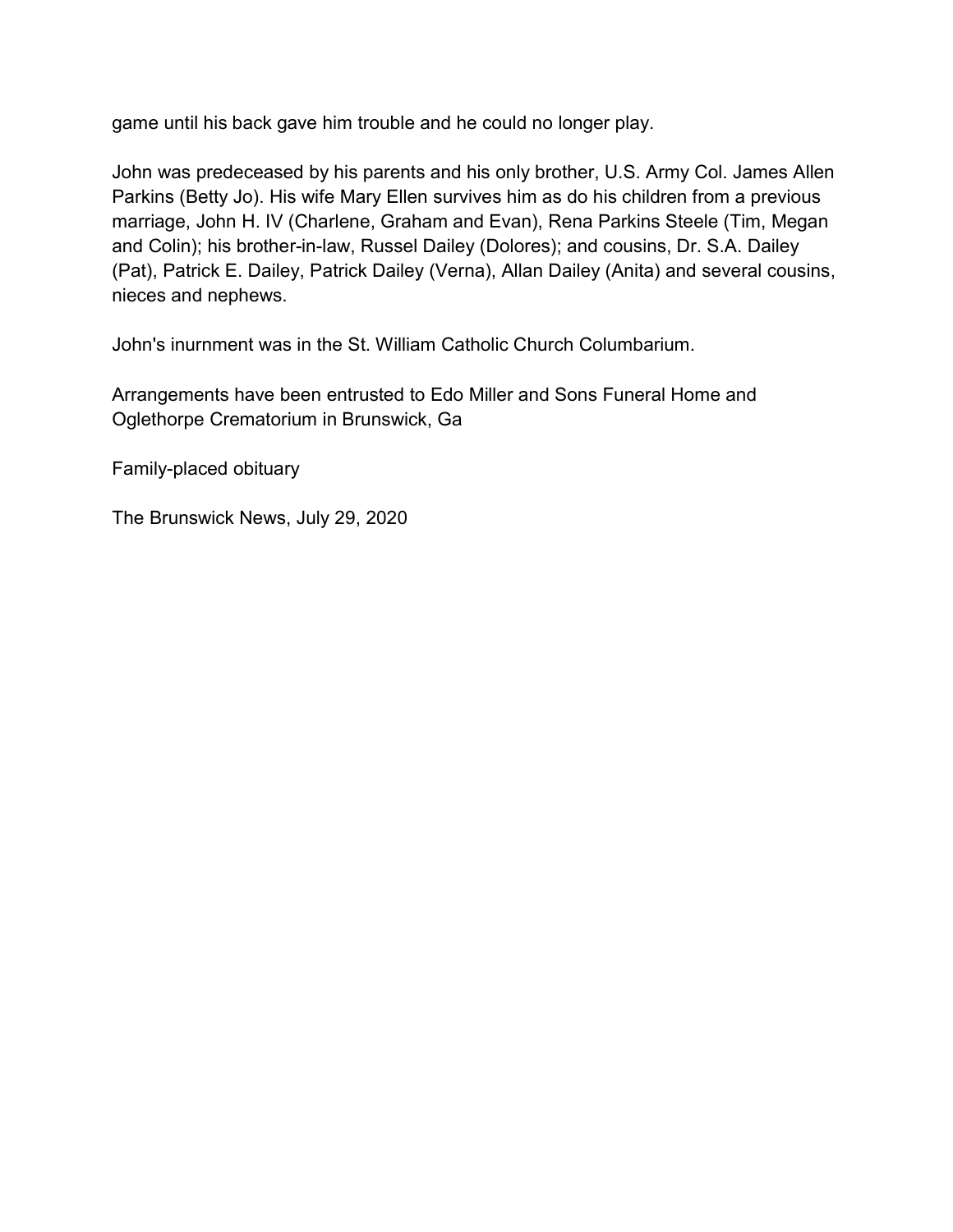game until his back gave him trouble and he could no longer play.

John was predeceased by his parents and his only brother, U.S. Army Col. James Allen Parkins (Betty Jo). His wife Mary Ellen survives him as do his children from a previous marriage, John H. IV (Charlene, Graham and Evan), Rena Parkins Steele (Tim, Megan and Colin); his brother-in-law, Russel Dailey (Dolores); and cousins, Dr. S.A. Dailey (Pat), Patrick E. Dailey, Patrick Dailey (Verna), Allan Dailey (Anita) and several cousins, nieces and nephews.

John's inurnment was in the St. William Catholic Church Columbarium.

Arrangements have been entrusted to Edo Miller and Sons Funeral Home and Oglethorpe Crematorium in Brunswick, Ga

Family-placed obituary

The Brunswick News, July 29, 2020